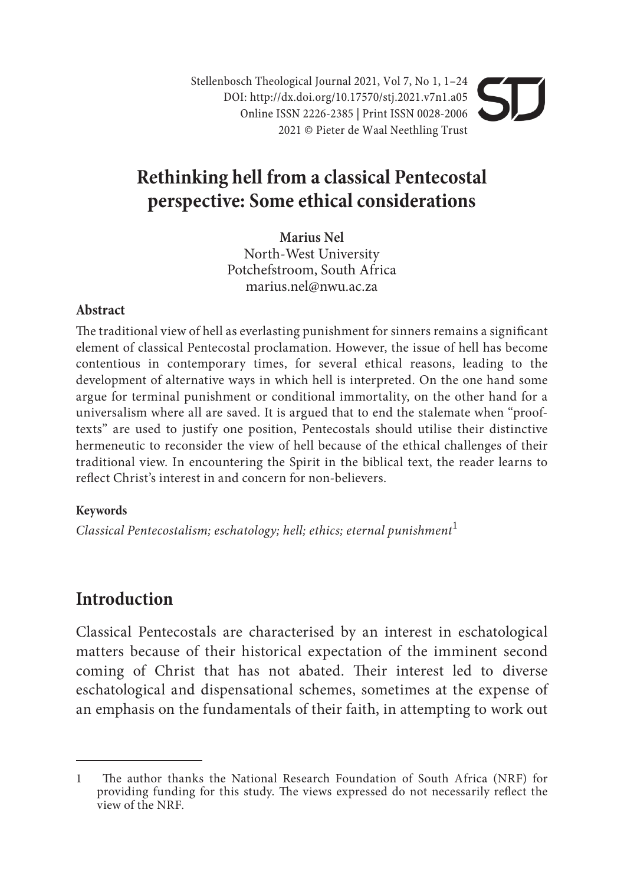# Rethinking hell from a classical Pentecostal perspective: Some ethical considerations

**Marius Nel**
North-West University
Potchefstroom, South Africa
marius.nel@nwu.ac.za

### Abstract

The traditional view of hell as everlasting punishment for sinners remains a significant element of classical Pentecostal proclamation. However, the issue of hell has become contentious in contemporary times, for several ethical reasons, leading to the development of alternative ways in which hell is interpreted. On the one hand some argue for terminal punishment or conditional immortality, on the other hand for a universalism where all are saved. It is argued that to end the stalemate when "proof-texts" are used to justify one position, Pentecostals should utilise their distinctive hermeneutic to reconsider the view of hell because of the ethical challenges of their traditional view. In encountering the Spirit in the biblical text, the reader learns to reflect Christ's interest in and concern for non-believers.

### Keywords

*Classical Pentecostalism; eschatology; hell; ethics; eternal punishment*[1]

## Introduction

Classical Pentecostals are characterised by an interest in eschatological matters because of their historical expectation of the imminent second coming of Christ that has not abated. Their interest led to diverse eschatological and dispensational schemes, sometimes at the expense of an emphasis on the fundamentals of their faith, in attempting to work out

---

1 The author thanks the National Research Foundation of South Africa (NRF) for providing funding for this study. The views expressed do not necessarily reflect the view of the NRF.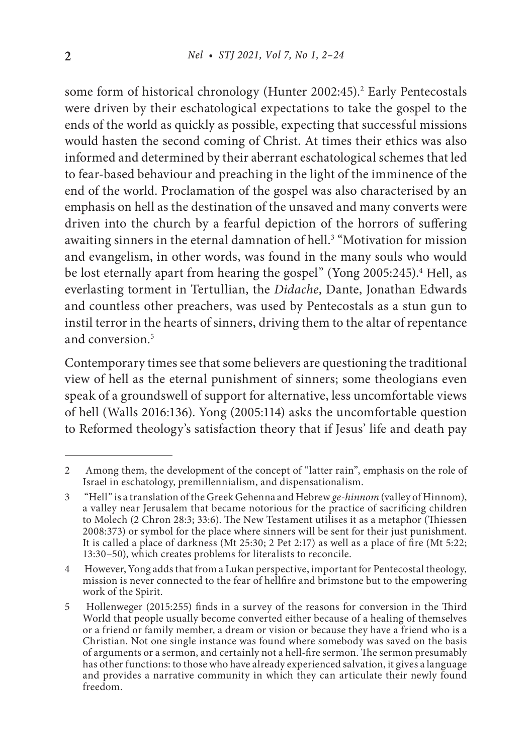some form of historical chronology (Hunter 2002:45).[2] Early Pentecostals were driven by their eschatological expectations to take the gospel to the ends of the world as quickly as possible, expecting that successful missions would hasten the second coming of Christ. At times their ethics was also informed and determined by their aberrant eschatological schemes that led to fear-based behaviour and preaching in the light of the imminence of the end of the world. Proclamation of the gospel was also characterised by an emphasis on hell as the destination of the unsaved and many converts were driven into the church by a fearful depiction of the horrors of suffering awaiting sinners in the eternal damnation of hell.[3] "Motivation for mission and evangelism, in other words, was found in the many souls who would be lost eternally apart from hearing the gospel" (Yong 2005:245).[4] Hell, as everlasting torment in Tertullian, the *Didache*, Dante, Jonathan Edwards and countless other preachers, was used by Pentecostals as a stun gun to instil terror in the hearts of sinners, driving them to the altar of repentance and conversion.[5]

Contemporary times see that some believers are questioning the traditional view of hell as the eternal punishment of sinners; some theologians even speak of a groundswell of support for alternative, less uncomfortable views of hell (Walls 2016:136). Yong (2005:114) asks the uncomfortable question to Reformed theology's satisfaction theory that if Jesus' life and death pay

---

2 Among them, the development of the concept of "latter rain", emphasis on the role of Israel in eschatology, premillennialism, and dispensationalism.

3 "Hell" is a translation of the Greek Gehenna and Hebrew *ge-hinnom* (valley of Hinnom), a valley near Jerusalem that became notorious for the practice of sacrificing children to Molech (2 Chron 28:3; 33:6). The New Testament utilises it as a metaphor (Thiessen 2008:373) or symbol for the place where sinners will be sent for their just punishment. It is called a place of darkness (Mt 25:30; 2 Pet 2:17) as well as a place of fire (Mt 5:22; 13:30–50), which creates problems for literalists to reconcile.

4 However, Yong adds that from a Lukan perspective, important for Pentecostal theology, mission is never connected to the fear of hellfire and brimstone but to the empowering work of the Spirit.

5 Hollenweger (2015:255) finds in a survey of the reasons for conversion in the Third World that people usually become converted either because of a healing of themselves or a friend or family member, a dream or vision or because they have a friend who is a Christian. Not one single instance was found where somebody was saved on the basis of arguments or a sermon, and certainly not a hell-fire sermon. The sermon presumably has other functions: to those who have already experienced salvation, it gives a language and provides a narrative community in which they can articulate their newly found freedom.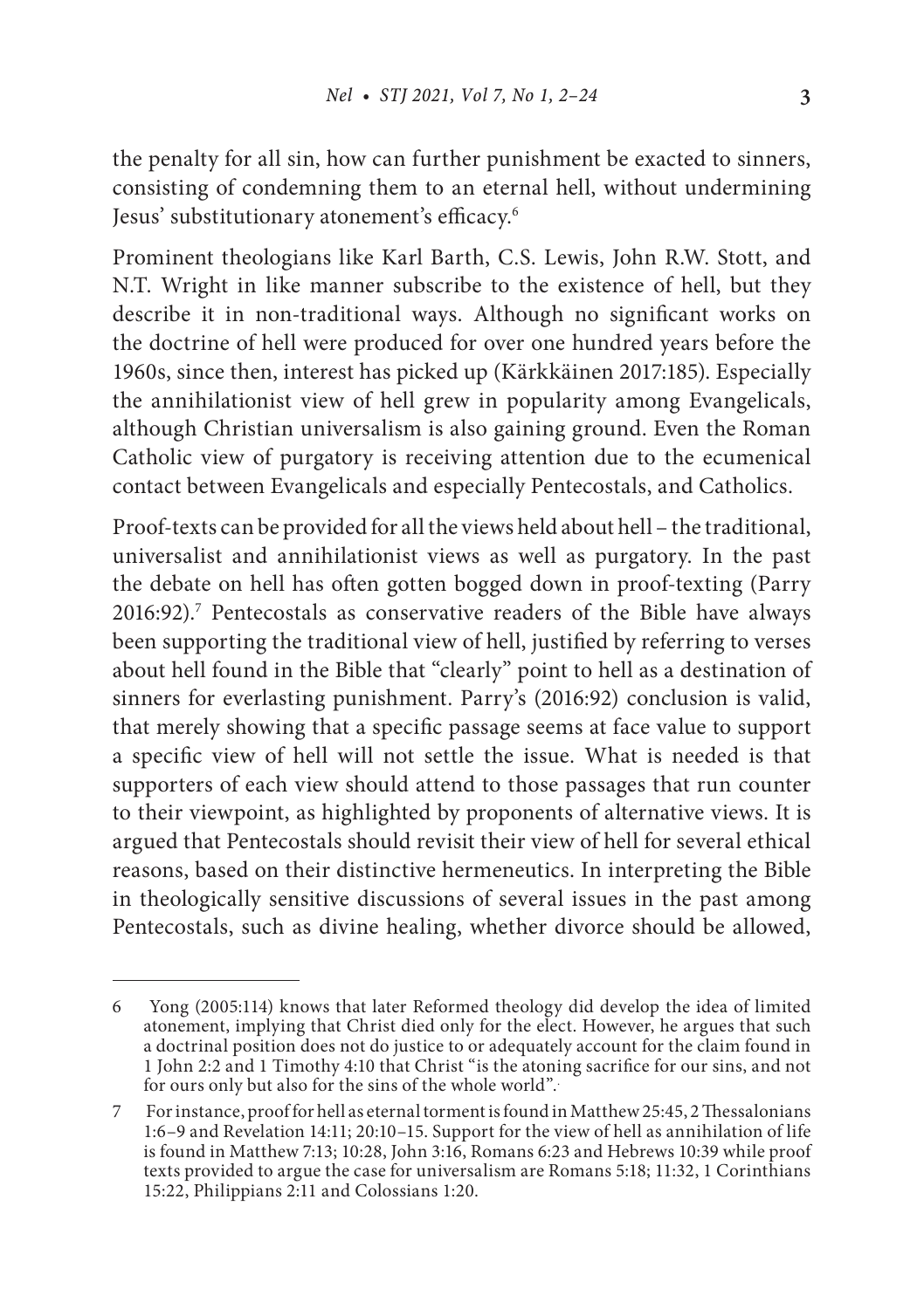the penalty for all sin, how can further punishment be exacted to sinners, consisting of condemning them to an eternal hell, without undermining Jesus' substitutionary atonement's efficacy.[6]

Prominent theologians like Karl Barth, C.S. Lewis, John R.W. Stott, and N.T. Wright in like manner subscribe to the existence of hell, but they describe it in non-traditional ways. Although no significant works on the doctrine of hell were produced for over one hundred years before the 1960s, since then, interest has picked up (Kärkkäinen 2017:185). Especially the annihilationist view of hell grew in popularity among Evangelicals, although Christian universalism is also gaining ground. Even the Roman Catholic view of purgatory is receiving attention due to the ecumenical contact between Evangelicals and especially Pentecostals, and Catholics.

Proof-texts can be provided for all the views held about hell – the traditional, universalist and annihilationist views as well as purgatory. In the past the debate on hell has often gotten bogged down in proof-texting (Parry 2016:92).[7] Pentecostals as conservative readers of the Bible have always been supporting the traditional view of hell, justified by referring to verses about hell found in the Bible that "clearly" point to hell as a destination of sinners for everlasting punishment. Parry's (2016:92) conclusion is valid, that merely showing that a specific passage seems at face value to support a specific view of hell will not settle the issue. What is needed is that supporters of each view should attend to those passages that run counter to their viewpoint, as highlighted by proponents of alternative views. It is argued that Pentecostals should revisit their view of hell for several ethical reasons, based on their distinctive hermeneutics. In interpreting the Bible in theologically sensitive discussions of several issues in the past among Pentecostals, such as divine healing, whether divorce should be allowed,

---

6 Yong (2005:114) knows that later Reformed theology did develop the idea of limited atonement, implying that Christ died only for the elect. However, he argues that such a doctrinal position does not do justice to or adequately account for the claim found in 1 John 2:2 and 1 Timothy 4:10 that Christ "is the atoning sacrifice for our sins, and not for ours only but also for the sins of the whole world".

7 For instance, proof for hell as eternal torment is found in Matthew 25:45, 2 Thessalonians 1:6–9 and Revelation 14:11; 20:10–15. Support for the view of hell as annihilation of life is found in Matthew 7:13; 10:28, John 3:16, Romans 6:23 and Hebrews 10:39 while proof texts provided to argue the case for universalism are Romans 5:18; 11:32, 1 Corinthians 15:22, Philippians 2:11 and Colossians 1:20.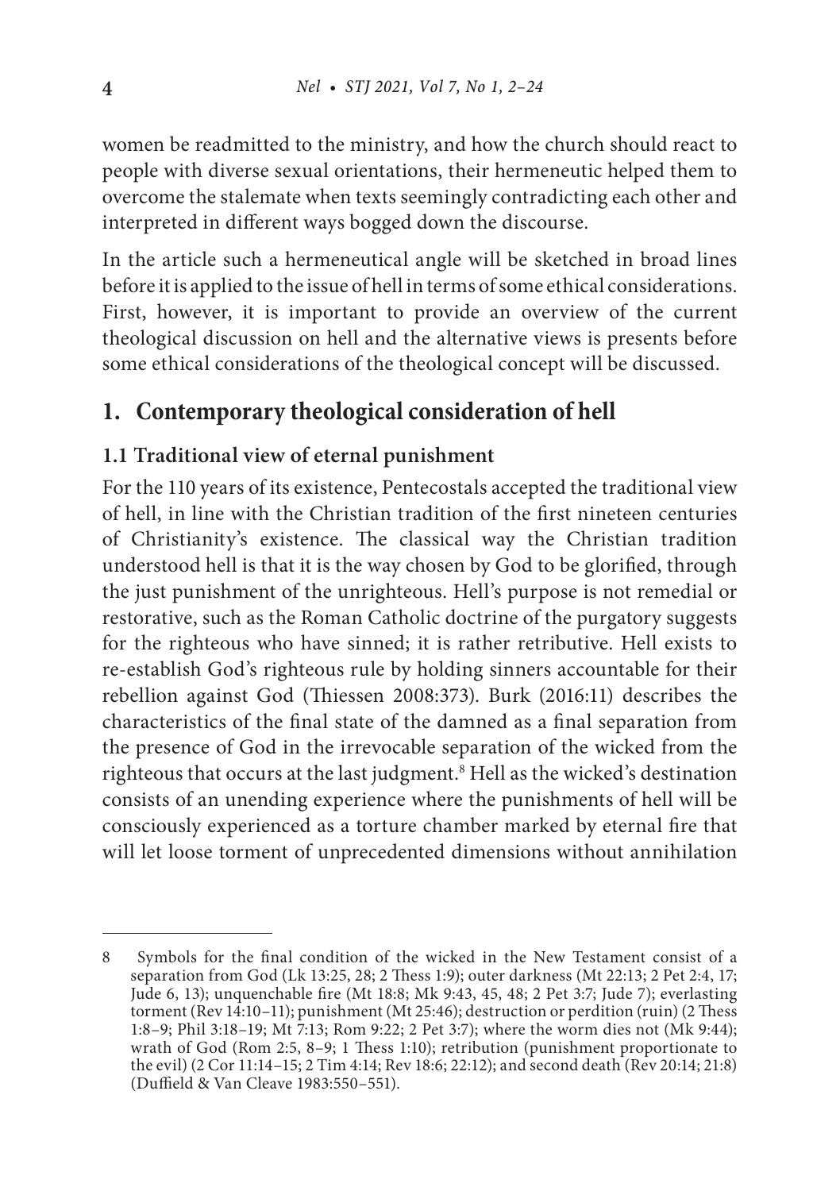women be readmitted to the ministry, and how the church should react to people with diverse sexual orientations, their hermeneutic helped them to overcome the stalemate when texts seemingly contradicting each other and interpreted in different ways bogged down the discourse.

In the article such a hermeneutical angle will be sketched in broad lines before it is applied to the issue of hell in terms of some ethical considerations. First, however, it is important to provide an overview of the current theological discussion on hell and the alternative views is presents before some ethical considerations of the theological concept will be discussed.

## 1. Contemporary theological consideration of hell

### 1.1 Traditional view of eternal punishment

For the 110 years of its existence, Pentecostals accepted the traditional view of hell, in line with the Christian tradition of the first nineteen centuries of Christianity's existence. The classical way the Christian tradition understood hell is that it is the way chosen by God to be glorified, through the just punishment of the unrighteous. Hell's purpose is not remedial or restorative, such as the Roman Catholic doctrine of the purgatory suggests for the righteous who have sinned; it is rather retributive. Hell exists to re-establish God's righteous rule by holding sinners accountable for their rebellion against God (Thiessen 2008:373). Burk (2016:11) describes the characteristics of the final state of the damned as a final separation from the presence of God in the irrevocable separation of the wicked from the righteous that occurs at the last judgment.[8] Hell as the wicked's destination consists of an unending experience where the punishments of hell will be consciously experienced as a torture chamber marked by eternal fire that will let loose torment of unprecedented dimensions without annihilation

8 Symbols for the final condition of the wicked in the New Testament consist of a separation from God (Lk 13:25, 28; 2 Thess 1:9); outer darkness (Mt 22:13; 2 Pet 2:4, 17; Jude 6, 13); unquenchable fire (Mt 18:8; Mk 9:43, 45, 48; 2 Pet 3:7; Jude 7); everlasting torment (Rev 14:10–11); punishment (Mt 25:46); destruction or perdition (ruin) (2 Thess 1:8–9; Phil 3:18–19; Mt 7:13; Rom 9:22; 2 Pet 3:7); where the worm dies not (Mk 9:44); wrath of God (Rom 2:5, 8–9; 1 Thess 1:10); retribution (punishment proportionate to the evil) (2 Cor 11:14–15; 2 Tim 4:14; Rev 18:6; 22:12); and second death (Rev 20:14; 21:8) (Duffield & Van Cleave 1983:550–551).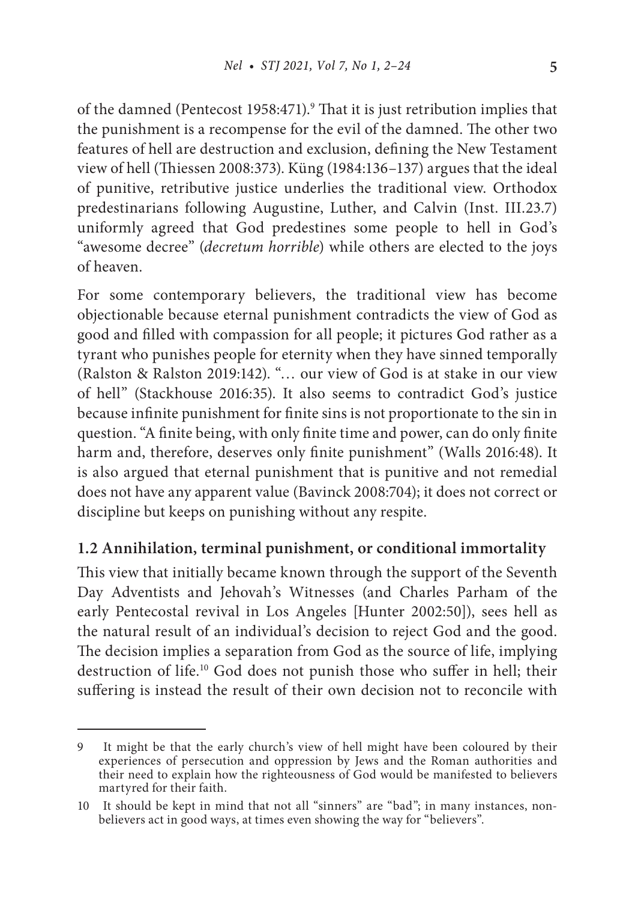of the damned (Pentecost 1958:471).[9] That it is just retribution implies that the punishment is a recompense for the evil of the damned. The other two features of hell are destruction and exclusion, defining the New Testament view of hell (Thiessen 2008:373). Küng (1984:136–137) argues that the ideal of punitive, retributive justice underlies the traditional view. Orthodox predestinarians following Augustine, Luther, and Calvin (Inst. III.23.7) uniformly agreed that God predestines some people to hell in God's "awesome decree" (*decretum horrible*) while others are elected to the joys of heaven.

For some contemporary believers, the traditional view has become objectionable because eternal punishment contradicts the view of God as good and filled with compassion for all people; it pictures God rather as a tyrant who punishes people for eternity when they have sinned temporally (Ralston & Ralston 2019:142). "… our view of God is at stake in our view of hell" (Stackhouse 2016:35). It also seems to contradict God's justice because infinite punishment for finite sins is not proportionate to the sin in question. "A finite being, with only finite time and power, can do only finite harm and, therefore, deserves only finite punishment" (Walls 2016:48). It is also argued that eternal punishment that is punitive and not remedial does not have any apparent value (Bavinck 2008:704); it does not correct or discipline but keeps on punishing without any respite.

### 1.2 Annihilation, terminal punishment, or conditional immortality

This view that initially became known through the support of the Seventh Day Adventists and Jehovah's Witnesses (and Charles Parham of the early Pentecostal revival in Los Angeles [Hunter 2002:50]), sees hell as the natural result of an individual's decision to reject God and the good. The decision implies a separation from God as the source of life, implying destruction of life.[10] God does not punish those who suffer in hell; their suffering is instead the result of their own decision not to reconcile with

---

9 It might be that the early church's view of hell might have been coloured by their experiences of persecution and oppression by Jews and the Roman authorities and their need to explain how the righteousness of God would be manifested to believers martyred for their faith.

10 It should be kept in mind that not all "sinners" are "bad"; in many instances, non-believers act in good ways, at times even showing the way for "believers".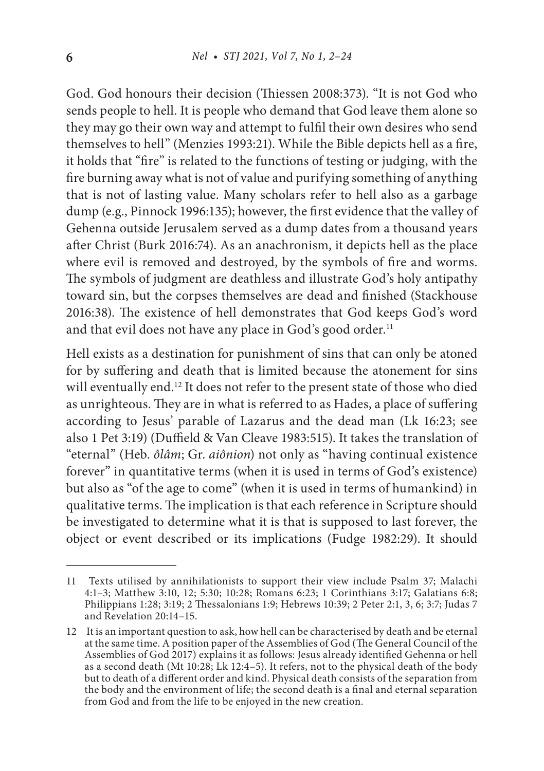God. God honours their decision (Thiessen 2008:373). "It is not God who sends people to hell. It is people who demand that God leave them alone so they may go their own way and attempt to fulfil their own desires who send themselves to hell" (Menzies 1993:21). While the Bible depicts hell as a fire, it holds that "fire" is related to the functions of testing or judging, with the fire burning away what is not of value and purifying something of anything that is not of lasting value. Many scholars refer to hell also as a garbage dump (e.g., Pinnock 1996:135); however, the first evidence that the valley of Gehenna outside Jerusalem served as a dump dates from a thousand years after Christ (Burk 2016:74). As an anachronism, it depicts hell as the place where evil is removed and destroyed, by the symbols of fire and worms. The symbols of judgment are deathless and illustrate God's holy antipathy toward sin, but the corpses themselves are dead and finished (Stackhouse 2016:38). The existence of hell demonstrates that God keeps God's word and that evil does not have any place in God's good order.[11]

Hell exists as a destination for punishment of sins that can only be atoned for by suffering and death that is limited because the atonement for sins will eventually end.[12] It does not refer to the present state of those who died as unrighteous. They are in what is referred to as Hades, a place of suffering according to Jesus' parable of Lazarus and the dead man (Lk 16:23; see also 1 Pet 3:19) (Duffield & Van Cleave 1983:515). It takes the translation of "eternal" (Heb. *ôlâm*; Gr. *aiônion*) not only as "having continual existence forever" in quantitative terms (when it is used in terms of God's existence) but also as "of the age to come" (when it is used in terms of humankind) in qualitative terms. The implication is that each reference in Scripture should be investigated to determine what it is that is supposed to last forever, the object or event described or its implications (Fudge 1982:29). It should

---

11 Texts utilised by annihilationists to support their view include Psalm 37; Malachi 4:1–3; Matthew 3:10, 12; 5:30; 10:28; Romans 6:23; 1 Corinthians 3:17; Galatians 6:8; Philippians 1:28; 3:19; 2 Thessalonians 1:9; Hebrews 10:39; 2 Peter 2:1, 3, 6; 3:7; Judas 7 and Revelation 20:14–15.

12 It is an important question to ask, how hell can be characterised by death and be eternal at the same time. A position paper of the Assemblies of God (The General Council of the Assemblies of God 2017) explains it as follows: Jesus already identified Gehenna or hell as a second death (Mt 10:28; Lk 12:4–5). It refers, not to the physical death of the body but to death of a different order and kind. Physical death consists of the separation from the body and the environment of life; the second death is a final and eternal separation from God and from the life to be enjoyed in the new creation.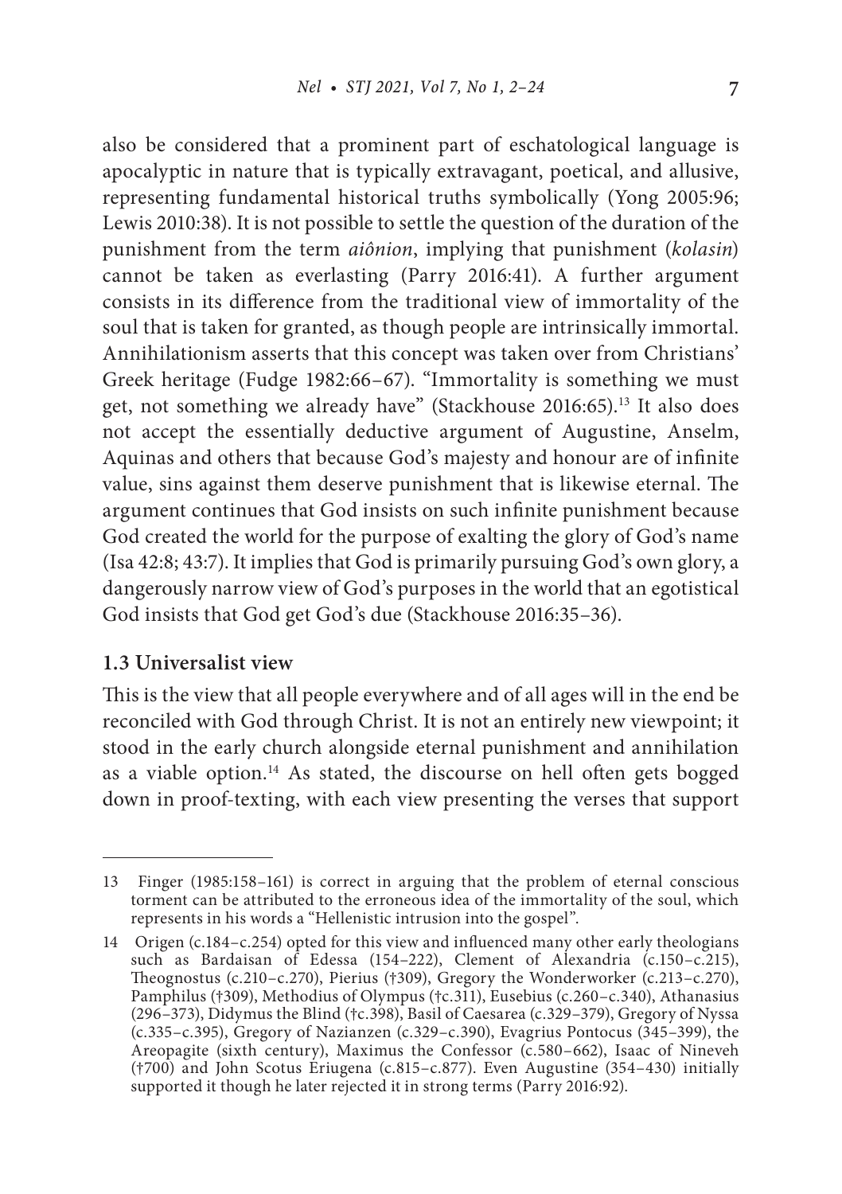also be considered that a prominent part of eschatological language is apocalyptic in nature that is typically extravagant, poetical, and allusive, representing fundamental historical truths symbolically (Yong 2005:96; Lewis 2010:38). It is not possible to settle the question of the duration of the punishment from the term *aiônion*, implying that punishment (*kolasin*) cannot be taken as everlasting (Parry 2016:41). A further argument consists in its difference from the traditional view of immortality of the soul that is taken for granted, as though people are intrinsically immortal. Annihilationism asserts that this concept was taken over from Christians' Greek heritage (Fudge 1982:66–67). "Immortality is something we must get, not something we already have" (Stackhouse 2016:65).[13] It also does not accept the essentially deductive argument of Augustine, Anselm, Aquinas and others that because God's majesty and honour are of infinite value, sins against them deserve punishment that is likewise eternal. The argument continues that God insists on such infinite punishment because God created the world for the purpose of exalting the glory of God's name (Isa 42:8; 43:7). It implies that God is primarily pursuing God's own glory, a dangerously narrow view of God's purposes in the world that an egotistical God insists that God get God's due (Stackhouse 2016:35–36).

### 1.3 Universalist view

This is the view that all people everywhere and of all ages will in the end be reconciled with God through Christ. It is not an entirely new viewpoint; it stood in the early church alongside eternal punishment and annihilation as a viable option.[14] As stated, the discourse on hell often gets bogged down in proof-texting, with each view presenting the verses that support

---

13 Finger (1985:158–161) is correct in arguing that the problem of eternal conscious torment can be attributed to the erroneous idea of the immortality of the soul, which represents in his words a "Hellenistic intrusion into the gospel".

14 Origen (c.184–c.254) opted for this view and influenced many other early theologians such as Bardaisan of Edessa (154–222), Clement of Alexandria (c.150–c.215), Theognostus (c.210–c.270), Pierius (†309), Gregory the Wonderworker (c.213–c.270), Pamphilus (†309), Methodius of Olympus (†c.311), Eusebius (c.260–c.340), Athanasius (296–373), Didymus the Blind (†c.398), Basil of Caesarea (c.329–379), Gregory of Nyssa (c.335–c.395), Gregory of Nazianzen (c.329–c.390), Evagrius Pontocus (345–399), the Areopagite (sixth century), Maximus the Confessor (c.580–662), Isaac of Nineveh (†700) and John Scotus Eriugena (c.815–c.877). Even Augustine (354–430) initially supported it though he later rejected it in strong terms (Parry 2016:92).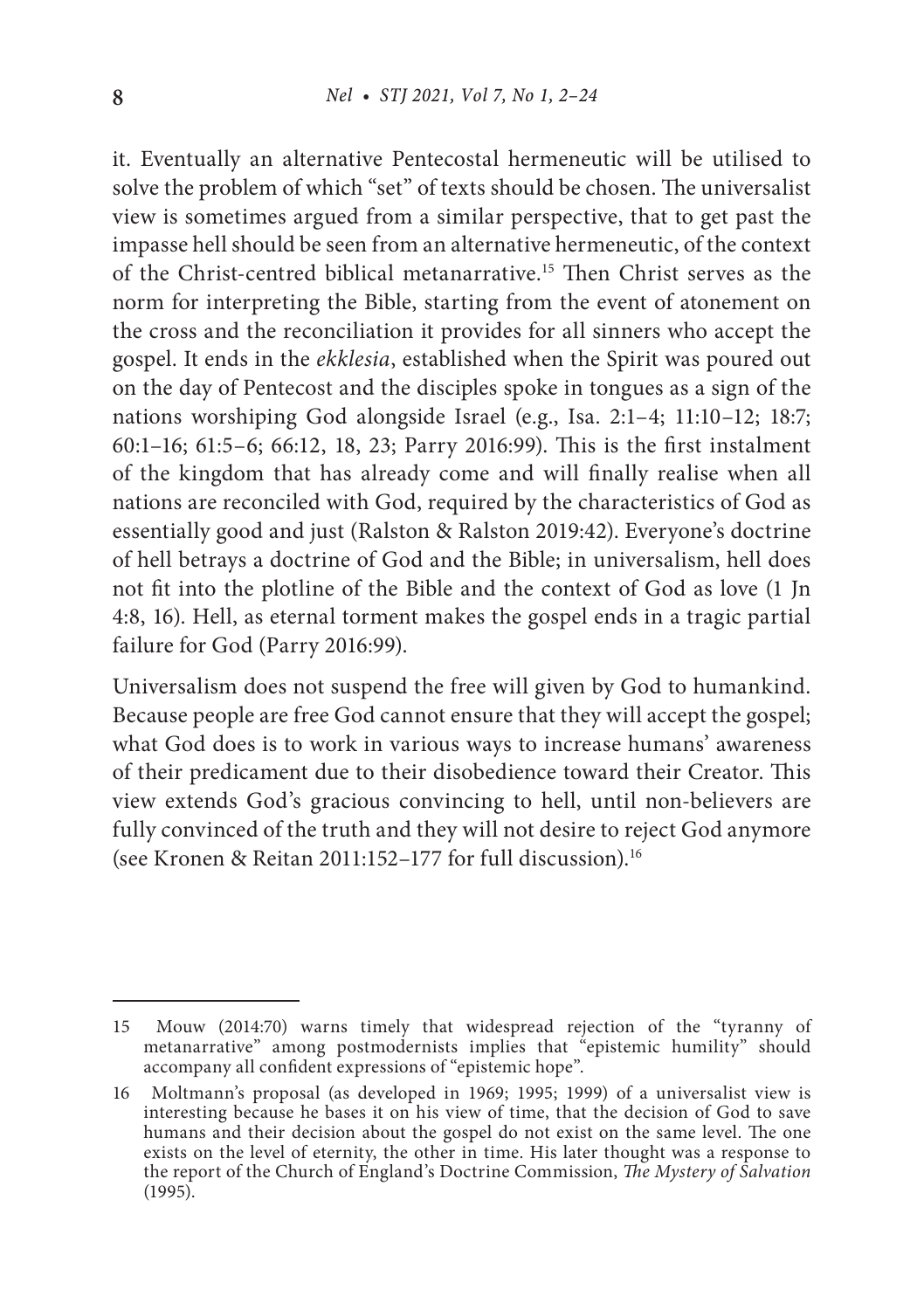it. Eventually an alternative Pentecostal hermeneutic will be utilised to solve the problem of which "set" of texts should be chosen. The universalist view is sometimes argued from a similar perspective, that to get past the impasse hell should be seen from an alternative hermeneutic, of the context of the Christ-centred biblical metanarrative.[15] Then Christ serves as the norm for interpreting the Bible, starting from the event of atonement on the cross and the reconciliation it provides for all sinners who accept the gospel. It ends in the *ekklesia*, established when the Spirit was poured out on the day of Pentecost and the disciples spoke in tongues as a sign of the nations worshiping God alongside Israel (e.g., Isa. 2:1–4; 11:10–12; 18:7; 60:1–16; 61:5–6; 66:12, 18, 23; Parry 2016:99). This is the first instalment of the kingdom that has already come and will finally realise when all nations are reconciled with God, required by the characteristics of God as essentially good and just (Ralston & Ralston 2019:42). Everyone's doctrine of hell betrays a doctrine of God and the Bible; in universalism, hell does not fit into the plotline of the Bible and the context of God as love (1 Jn 4:8, 16). Hell, as eternal torment makes the gospel ends in a tragic partial failure for God (Parry 2016:99).

Universalism does not suspend the free will given by God to humankind. Because people are free God cannot ensure that they will accept the gospel; what God does is to work in various ways to increase humans' awareness of their predicament due to their disobedience toward their Creator. This view extends God's gracious convincing to hell, until non-believers are fully convinced of the truth and they will not desire to reject God anymore (see Kronen & Reitan 2011:152–177 for full discussion).[16]

---

15 Mouw (2014:70) warns timely that widespread rejection of the "tyranny of metanarrative" among postmodernists implies that "epistemic humility" should accompany all confident expressions of "epistemic hope".

16 Moltmann's proposal (as developed in 1969; 1995; 1999) of a universalist view is interesting because he bases it on his view of time, that the decision of God to save humans and their decision about the gospel do not exist on the same level. The one exists on the level of eternity, the other in time. His later thought was a response to the report of the Church of England's Doctrine Commission, *The Mystery of Salvation* (1995).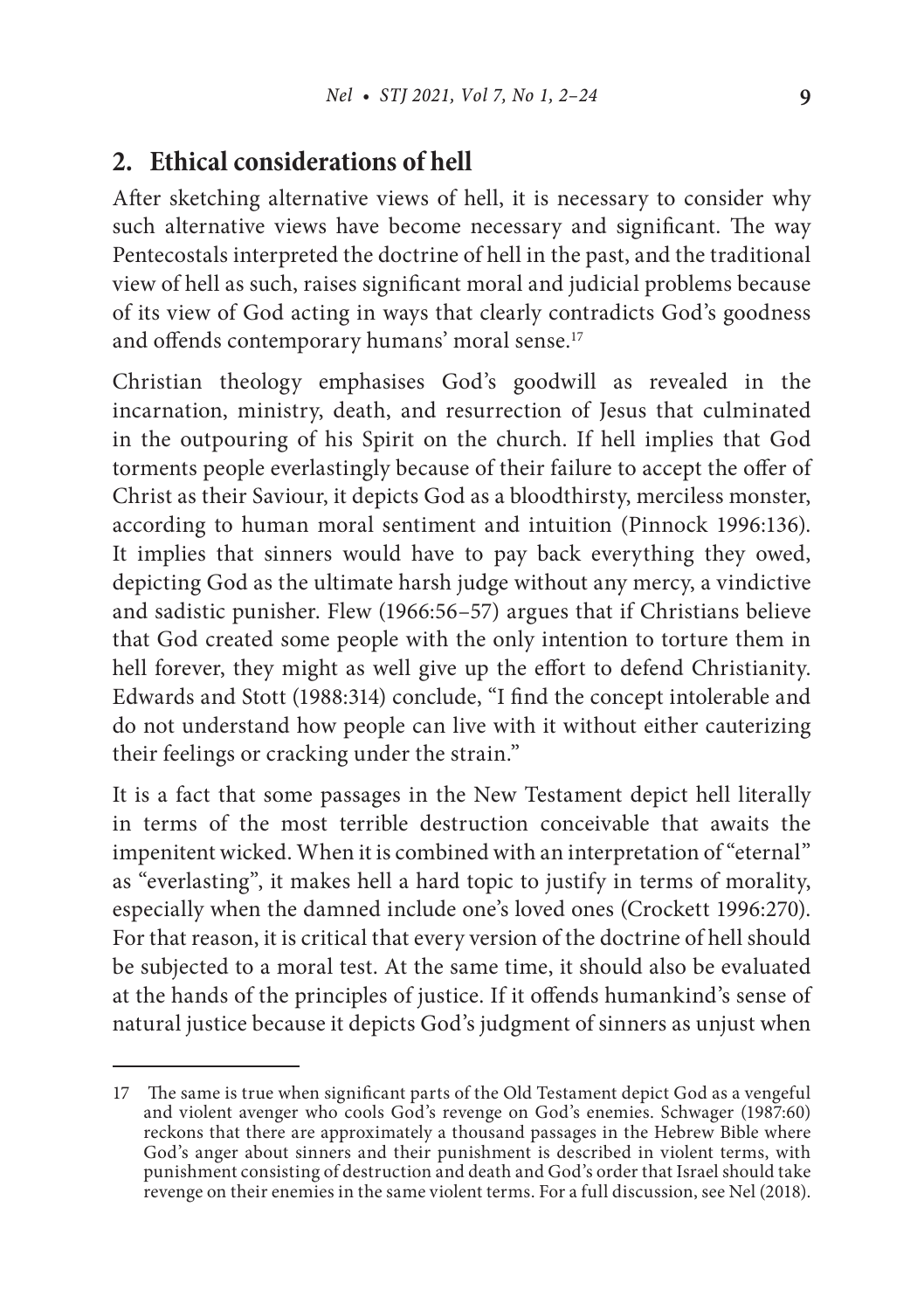## 2. Ethical considerations of hell

After sketching alternative views of hell, it is necessary to consider why such alternative views have become necessary and significant. The way Pentecostals interpreted the doctrine of hell in the past, and the traditional view of hell as such, raises significant moral and judicial problems because of its view of God acting in ways that clearly contradicts God's goodness and offends contemporary humans' moral sense.[17]

Christian theology emphasises God's goodwill as revealed in the incarnation, ministry, death, and resurrection of Jesus that culminated in the outpouring of his Spirit on the church. If hell implies that God torments people everlastingly because of their failure to accept the offer of Christ as their Saviour, it depicts God as a bloodthirsty, merciless monster, according to human moral sentiment and intuition (Pinnock 1996:136). It implies that sinners would have to pay back everything they owed, depicting God as the ultimate harsh judge without any mercy, a vindictive and sadistic punisher. Flew (1966:56–57) argues that if Christians believe that God created some people with the only intention to torture them in hell forever, they might as well give up the effort to defend Christianity. Edwards and Stott (1988:314) conclude, "I find the concept intolerable and do not understand how people can live with it without either cauterizing their feelings or cracking under the strain."

It is a fact that some passages in the New Testament depict hell literally in terms of the most terrible destruction conceivable that awaits the impenitent wicked. When it is combined with an interpretation of "eternal" as "everlasting", it makes hell a hard topic to justify in terms of morality, especially when the damned include one's loved ones (Crockett 1996:270). For that reason, it is critical that every version of the doctrine of hell should be subjected to a moral test. At the same time, it should also be evaluated at the hands of the principles of justice. If it offends humankind's sense of natural justice because it depicts God's judgment of sinners as unjust when

---

17 The same is true when significant parts of the Old Testament depict God as a vengeful and violent avenger who cools God's revenge on God's enemies. Schwager (1987:60) reckons that there are approximately a thousand passages in the Hebrew Bible where God's anger about sinners and their punishment is described in violent terms, with punishment consisting of destruction and death and God's order that Israel should take revenge on their enemies in the same violent terms. For a full discussion, see Nel (2018).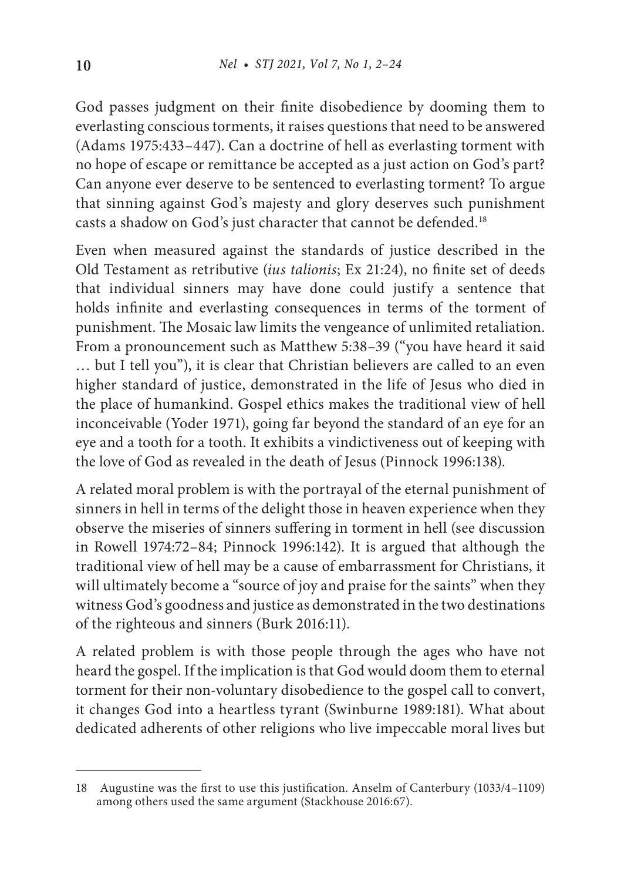God passes judgment on their finite disobedience by dooming them to everlasting conscious torments, it raises questions that need to be answered (Adams 1975:433–447). Can a doctrine of hell as everlasting torment with no hope of escape or remittance be accepted as a just action on God's part? Can anyone ever deserve to be sentenced to everlasting torment? To argue that sinning against God's majesty and glory deserves such punishment casts a shadow on God's just character that cannot be defended.[18]

Even when measured against the standards of justice described in the Old Testament as retributive (*ius talionis*; Ex 21:24), no finite set of deeds that individual sinners may have done could justify a sentence that holds infinite and everlasting consequences in terms of the torment of punishment. The Mosaic law limits the vengeance of unlimited retaliation. From a pronouncement such as Matthew 5:38–39 ("you have heard it said … but I tell you"), it is clear that Christian believers are called to an even higher standard of justice, demonstrated in the life of Jesus who died in the place of humankind. Gospel ethics makes the traditional view of hell inconceivable (Yoder 1971), going far beyond the standard of an eye for an eye and a tooth for a tooth. It exhibits a vindictiveness out of keeping with the love of God as revealed in the death of Jesus (Pinnock 1996:138).

A related moral problem is with the portrayal of the eternal punishment of sinners in hell in terms of the delight those in heaven experience when they observe the miseries of sinners suffering in torment in hell (see discussion in Rowell 1974:72–84; Pinnock 1996:142). It is argued that although the traditional view of hell may be a cause of embarrassment for Christians, it will ultimately become a "source of joy and praise for the saints" when they witness God's goodness and justice as demonstrated in the two destinations of the righteous and sinners (Burk 2016:11).

A related problem is with those people through the ages who have not heard the gospel. If the implication is that God would doom them to eternal torment for their non-voluntary disobedience to the gospel call to convert, it changes God into a heartless tyrant (Swinburne 1989:181). What about dedicated adherents of other religions who live impeccable moral lives but

---

18 Augustine was the first to use this justification. Anselm of Canterbury (1033/4–1109) among others used the same argument (Stackhouse 2016:67).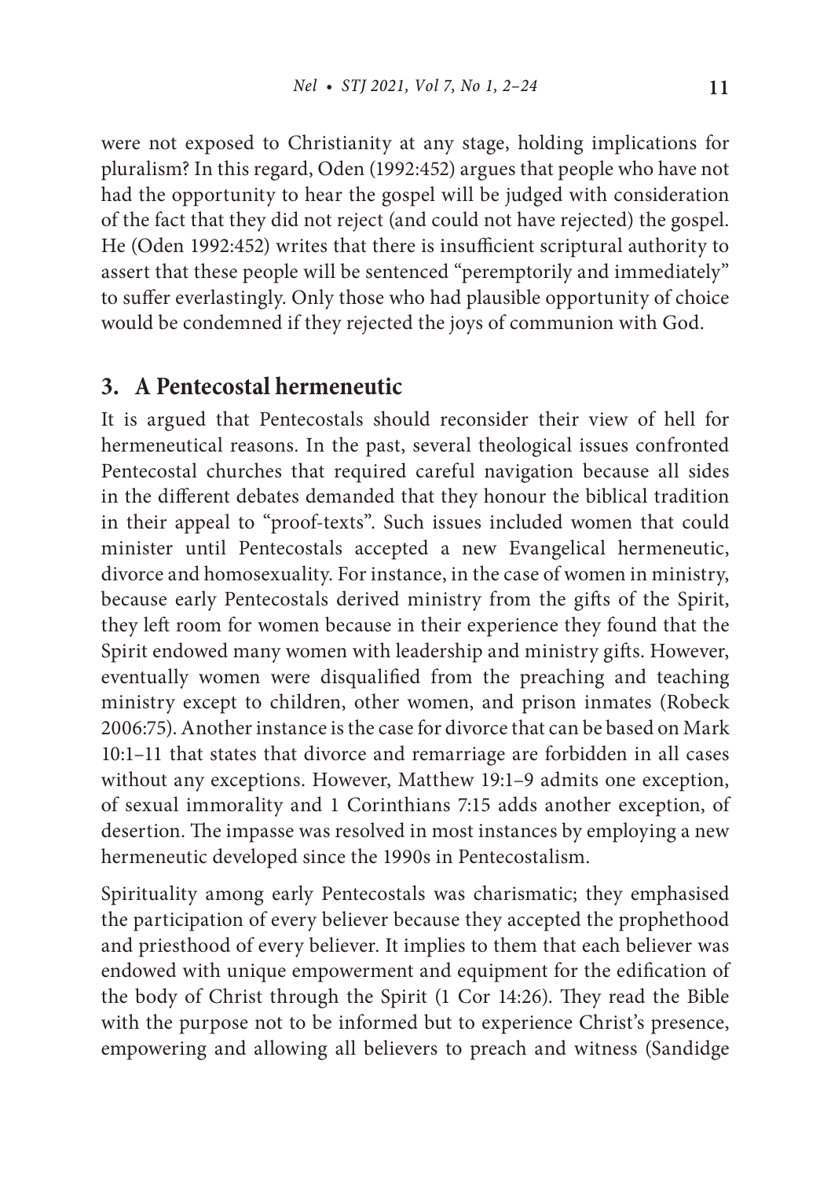were not exposed to Christianity at any stage, holding implications for pluralism? In this regard, Oden (1992:452) argues that people who have not had the opportunity to hear the gospel will be judged with consideration of the fact that they did not reject (and could not have rejected) the gospel. He (Oden 1992:452) writes that there is insufficient scriptural authority to assert that these people will be sentenced "peremptorily and immediately" to suffer everlastingly. Only those who had plausible opportunity of choice would be condemned if they rejected the joys of communion with God.

## 3. A Pentecostal hermeneutic

It is argued that Pentecostals should reconsider their view of hell for hermeneutical reasons. In the past, several theological issues confronted Pentecostal churches that required careful navigation because all sides in the different debates demanded that they honour the biblical tradition in their appeal to "proof-texts". Such issues included women that could minister until Pentecostals accepted a new Evangelical hermeneutic, divorce and homosexuality. For instance, in the case of women in ministry, because early Pentecostals derived ministry from the gifts of the Spirit, they left room for women because in their experience they found that the Spirit endowed many women with leadership and ministry gifts. However, eventually women were disqualified from the preaching and teaching ministry except to children, other women, and prison inmates (Robeck 2006:75). Another instance is the case for divorce that can be based on Mark 10:1–11 that states that divorce and remarriage are forbidden in all cases without any exceptions. However, Matthew 19:1–9 admits one exception, of sexual immorality and 1 Corinthians 7:15 adds another exception, of desertion. The impasse was resolved in most instances by employing a new hermeneutic developed since the 1990s in Pentecostalism.

Spirituality among early Pentecostals was charismatic; they emphasised the participation of every believer because they accepted the prophethood and priesthood of every believer. It implies to them that each believer was endowed with unique empowerment and equipment for the edification of the body of Christ through the Spirit (1 Cor 14:26). They read the Bible with the purpose not to be informed but to experience Christ's presence, empowering and allowing all believers to preach and witness (Sandidge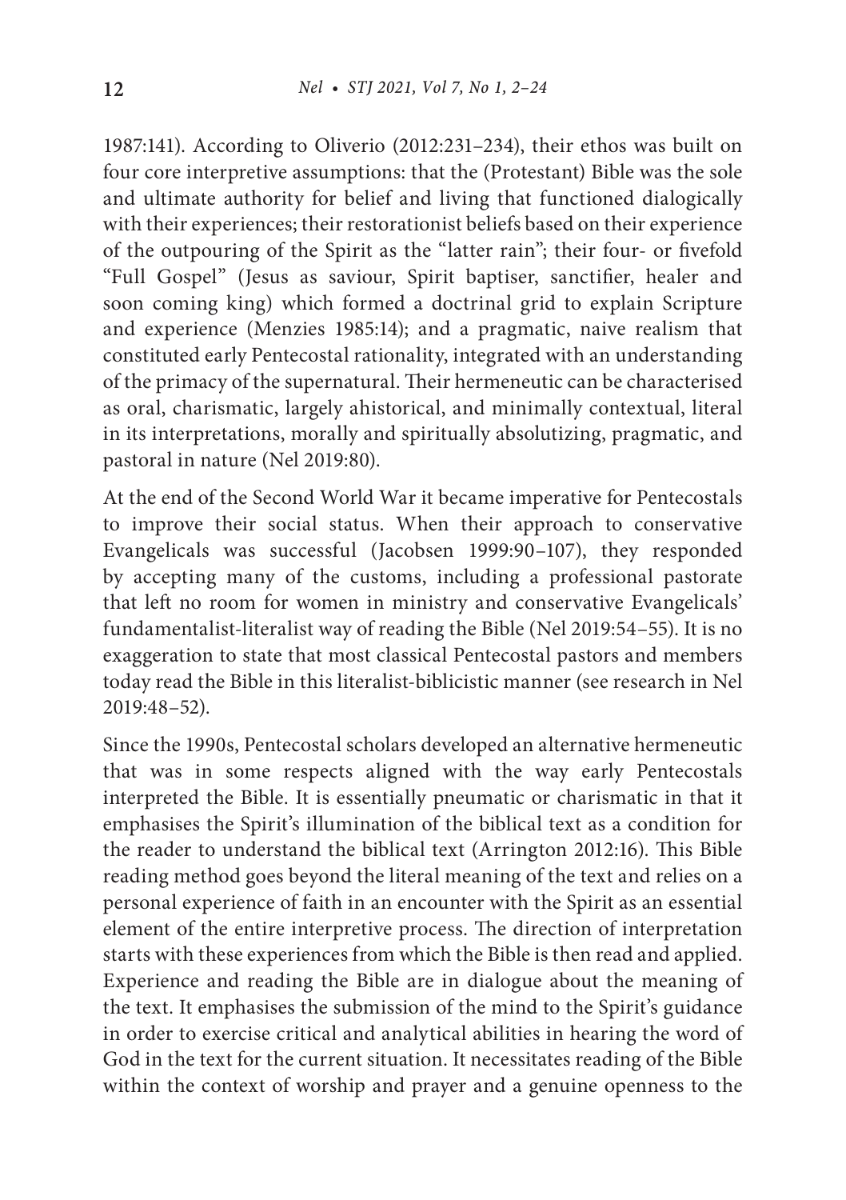1987:141). According to Oliverio (2012:231–234), their ethos was built on four core interpretive assumptions: that the (Protestant) Bible was the sole and ultimate authority for belief and living that functioned dialogically with their experiences; their restorationist beliefs based on their experience of the outpouring of the Spirit as the "latter rain"; their four- or fivefold "Full Gospel" (Jesus as saviour, Spirit baptiser, sanctifier, healer and soon coming king) which formed a doctrinal grid to explain Scripture and experience (Menzies 1985:14); and a pragmatic, naive realism that constituted early Pentecostal rationality, integrated with an understanding of the primacy of the supernatural. Their hermeneutic can be characterised as oral, charismatic, largely ahistorical, and minimally contextual, literal in its interpretations, morally and spiritually absolutizing, pragmatic, and pastoral in nature (Nel 2019:80).

At the end of the Second World War it became imperative for Pentecostals to improve their social status. When their approach to conservative Evangelicals was successful (Jacobsen 1999:90–107), they responded by accepting many of the customs, including a professional pastorate that left no room for women in ministry and conservative Evangelicals' fundamentalist-literalist way of reading the Bible (Nel 2019:54–55). It is no exaggeration to state that most classical Pentecostal pastors and members today read the Bible in this literalist-biblicistic manner (see research in Nel 2019:48–52).

Since the 1990s, Pentecostal scholars developed an alternative hermeneutic that was in some respects aligned with the way early Pentecostals interpreted the Bible. It is essentially pneumatic or charismatic in that it emphasises the Spirit's illumination of the biblical text as a condition for the reader to understand the biblical text (Arrington 2012:16). This Bible reading method goes beyond the literal meaning of the text and relies on a personal experience of faith in an encounter with the Spirit as an essential element of the entire interpretive process. The direction of interpretation starts with these experiences from which the Bible is then read and applied. Experience and reading the Bible are in dialogue about the meaning of the text. It emphasises the submission of the mind to the Spirit's guidance in order to exercise critical and analytical abilities in hearing the word of God in the text for the current situation. It necessitates reading of the Bible within the context of worship and prayer and a genuine openness to the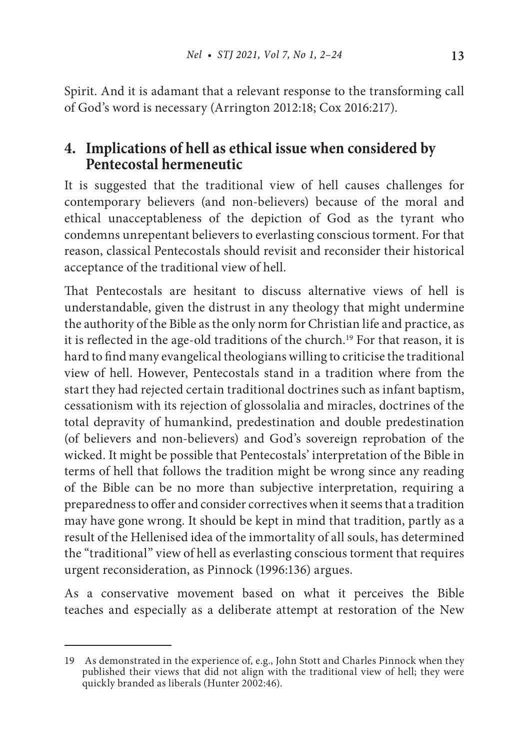Spirit. And it is adamant that a relevant response to the transforming call of God's word is necessary (Arrington 2012:18; Cox 2016:217).

## 4. Implications of hell as ethical issue when considered by Pentecostal hermeneutic

It is suggested that the traditional view of hell causes challenges for contemporary believers (and non-believers) because of the moral and ethical unacceptableness of the depiction of God as the tyrant who condemns unrepentant believers to everlasting conscious torment. For that reason, classical Pentecostals should revisit and reconsider their historical acceptance of the traditional view of hell.

That Pentecostals are hesitant to discuss alternative views of hell is understandable, given the distrust in any theology that might undermine the authority of the Bible as the only norm for Christian life and practice, as it is reflected in the age-old traditions of the church.[19] For that reason, it is hard to find many evangelical theologians willing to criticise the traditional view of hell. However, Pentecostals stand in a tradition where from the start they had rejected certain traditional doctrines such as infant baptism, cessationism with its rejection of glossolalia and miracles, doctrines of the total depravity of humankind, predestination and double predestination (of believers and non-believers) and God's sovereign reprobation of the wicked. It might be possible that Pentecostals' interpretation of the Bible in terms of hell that follows the tradition might be wrong since any reading of the Bible can be no more than subjective interpretation, requiring a preparedness to offer and consider correctives when it seems that a tradition may have gone wrong. It should be kept in mind that tradition, partly as a result of the Hellenised idea of the immortality of all souls, has determined the "traditional" view of hell as everlasting conscious torment that requires urgent reconsideration, as Pinnock (1996:136) argues.

As a conservative movement based on what it perceives the Bible teaches and especially as a deliberate attempt at restoration of the New

---

19 As demonstrated in the experience of, e.g., John Stott and Charles Pinnock when they published their views that did not align with the traditional view of hell; they were quickly branded as liberals (Hunter 2002:46).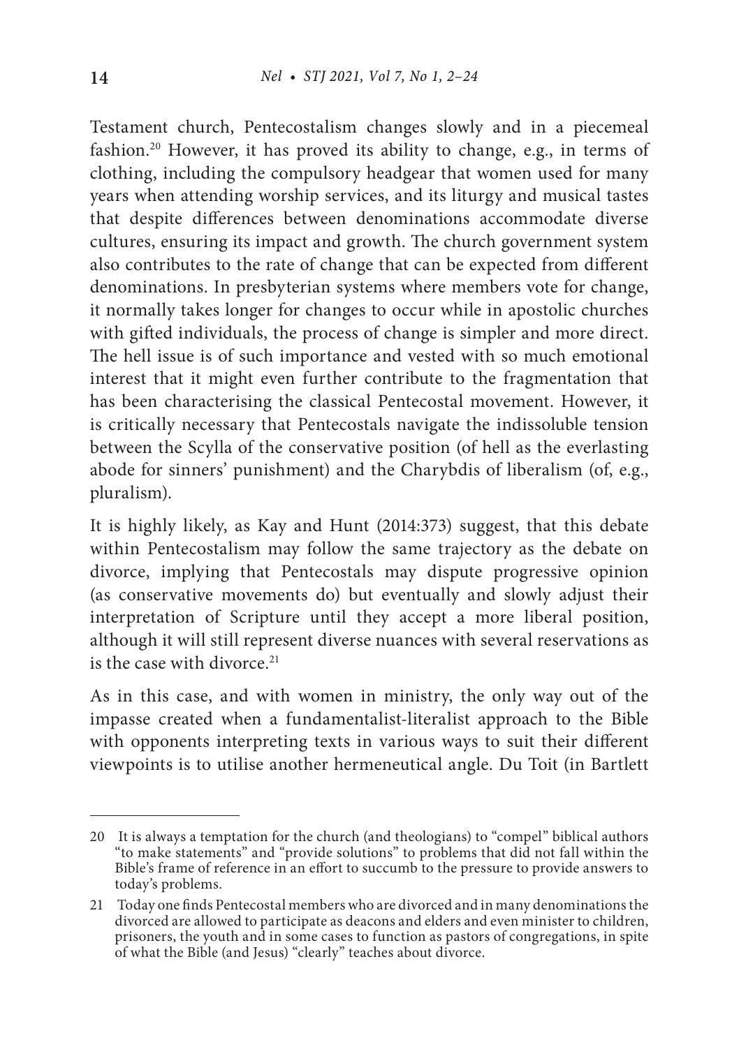Testament church, Pentecostalism changes slowly and in a piecemeal fashion.[20] However, it has proved its ability to change, e.g., in terms of clothing, including the compulsory headgear that women used for many years when attending worship services, and its liturgy and musical tastes that despite differences between denominations accommodate diverse cultures, ensuring its impact and growth. The church government system also contributes to the rate of change that can be expected from different denominations. In presbyterian systems where members vote for change, it normally takes longer for changes to occur while in apostolic churches with gifted individuals, the process of change is simpler and more direct. The hell issue is of such importance and vested with so much emotional interest that it might even further contribute to the fragmentation that has been characterising the classical Pentecostal movement. However, it is critically necessary that Pentecostals navigate the indissoluble tension between the Scylla of the conservative position (of hell as the everlasting abode for sinners' punishment) and the Charybdis of liberalism (of, e.g., pluralism).

It is highly likely, as Kay and Hunt (2014:373) suggest, that this debate within Pentecostalism may follow the same trajectory as the debate on divorce, implying that Pentecostals may dispute progressive opinion (as conservative movements do) but eventually and slowly adjust their interpretation of Scripture until they accept a more liberal position, although it will still represent diverse nuances with several reservations as is the case with divorce.[21]

As in this case, and with women in ministry, the only way out of the impasse created when a fundamentalist-literalist approach to the Bible with opponents interpreting texts in various ways to suit their different viewpoints is to utilise another hermeneutical angle. Du Toit (in Bartlett

---

20 It is always a temptation for the church (and theologians) to "compel" biblical authors "to make statements" and "provide solutions" to problems that did not fall within the Bible's frame of reference in an effort to succumb to the pressure to provide answers to today's problems.

21 Today one finds Pentecostal members who are divorced and in many denominations the divorced are allowed to participate as deacons and elders and even minister to children, prisoners, the youth and in some cases to function as pastors of congregations, in spite of what the Bible (and Jesus) "clearly" teaches about divorce.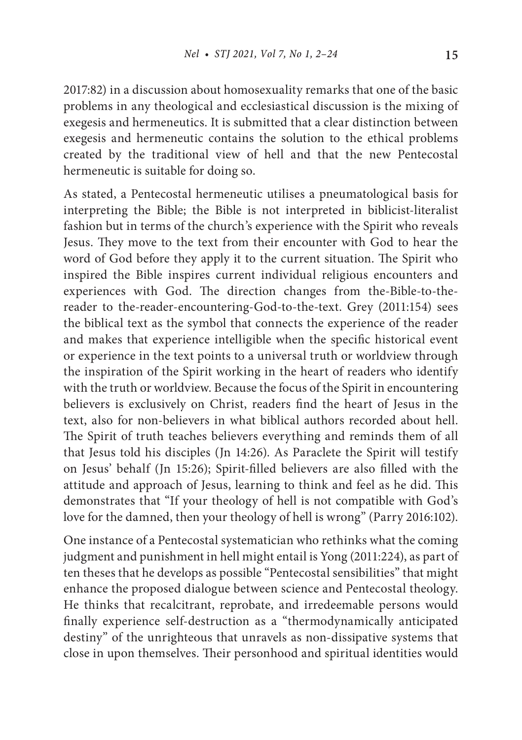2017:82) in a discussion about homosexuality remarks that one of the basic problems in any theological and ecclesiastical discussion is the mixing of exegesis and hermeneutics. It is submitted that a clear distinction between exegesis and hermeneutic contains the solution to the ethical problems created by the traditional view of hell and that the new Pentecostal hermeneutic is suitable for doing so.

As stated, a Pentecostal hermeneutic utilises a pneumatological basis for interpreting the Bible; the Bible is not interpreted in biblicist-literalist fashion but in terms of the church's experience with the Spirit who reveals Jesus. They move to the text from their encounter with God to hear the word of God before they apply it to the current situation. The Spirit who inspired the Bible inspires current individual religious encounters and experiences with God. The direction changes from the-Bible-to-the-reader to the-reader-encountering-God-to-the-text. Grey (2011:154) sees the biblical text as the symbol that connects the experience of the reader and makes that experience intelligible when the specific historical event or experience in the text points to a universal truth or worldview through the inspiration of the Spirit working in the heart of readers who identify with the truth or worldview. Because the focus of the Spirit in encountering believers is exclusively on Christ, readers find the heart of Jesus in the text, also for non-believers in what biblical authors recorded about hell. The Spirit of truth teaches believers everything and reminds them of all that Jesus told his disciples (Jn 14:26). As Paraclete the Spirit will testify on Jesus' behalf (Jn 15:26); Spirit-filled believers are also filled with the attitude and approach of Jesus, learning to think and feel as he did. This demonstrates that "If your theology of hell is not compatible with God's love for the damned, then your theology of hell is wrong" (Parry 2016:102).

One instance of a Pentecostal systematician who rethinks what the coming judgment and punishment in hell might entail is Yong (2011:224), as part of ten theses that he develops as possible "Pentecostal sensibilities" that might enhance the proposed dialogue between science and Pentecostal theology. He thinks that recalcitrant, reprobate, and irredeemable persons would finally experience self-destruction as a "thermodynamically anticipated destiny" of the unrighteous that unravels as non-dissipative systems that close in upon themselves. Their personhood and spiritual identities would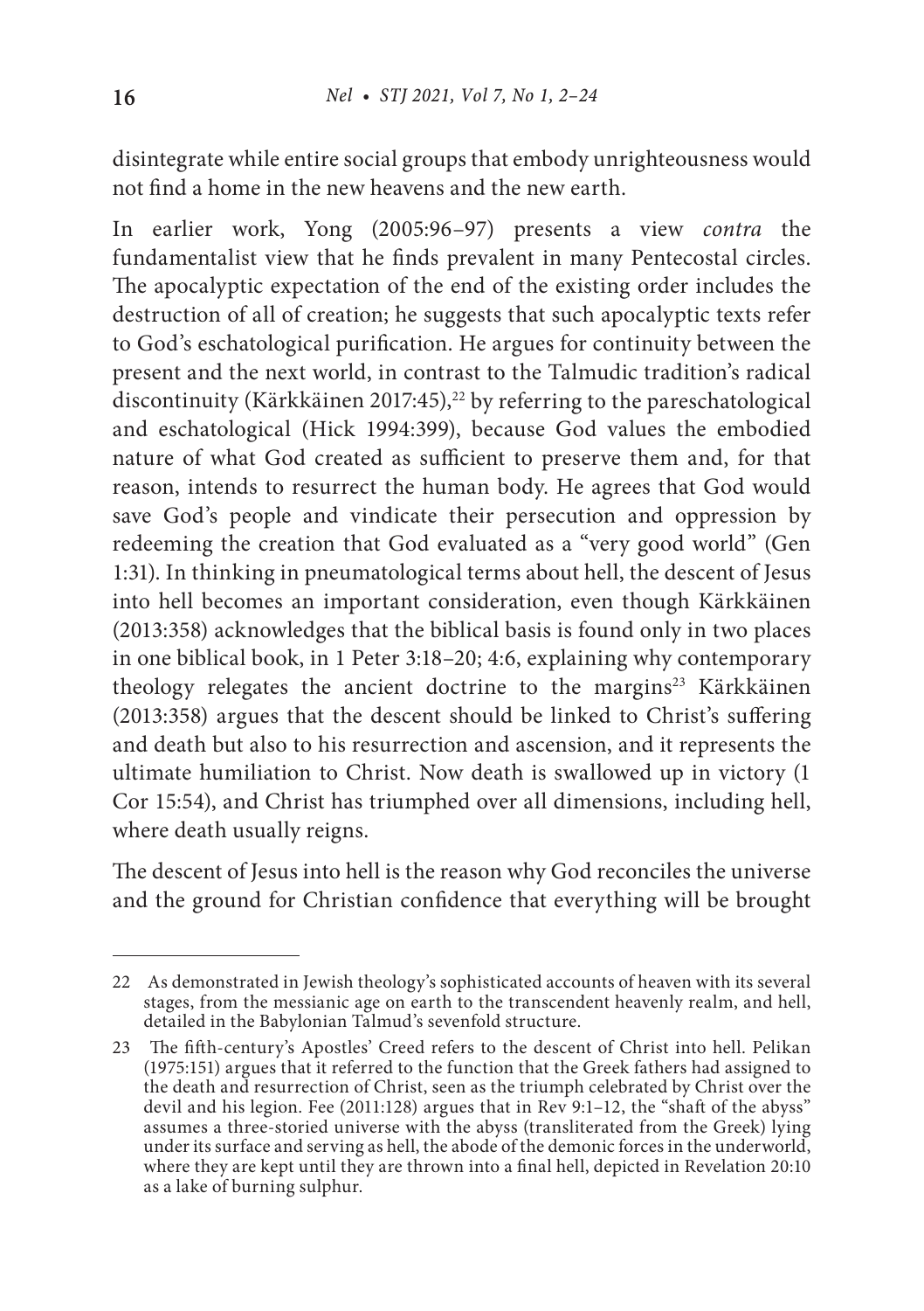disintegrate while entire social groups that embody unrighteousness would not find a home in the new heavens and the new earth.

In earlier work, Yong (2005:96–97) presents a view *contra* the fundamentalist view that he finds prevalent in many Pentecostal circles. The apocalyptic expectation of the end of the existing order includes the destruction of all of creation; he suggests that such apocalyptic texts refer to God's eschatological purification. He argues for continuity between the present and the next world, in contrast to the Talmudic tradition's radical discontinuity (Kärkkäinen 2017:45),[22] by referring to the pareschatological and eschatological (Hick 1994:399), because God values the embodied nature of what God created as sufficient to preserve them and, for that reason, intends to resurrect the human body. He agrees that God would save God's people and vindicate their persecution and oppression by redeeming the creation that God evaluated as a "very good world" (Gen 1:31). In thinking in pneumatological terms about hell, the descent of Jesus into hell becomes an important consideration, even though Kärkkäinen (2013:358) acknowledges that the biblical basis is found only in two places in one biblical book, in 1 Peter 3:18–20; 4:6, explaining why contemporary theology relegates the ancient doctrine to the margins[23] Kärkkäinen (2013:358) argues that the descent should be linked to Christ's suffering and death but also to his resurrection and ascension, and it represents the ultimate humiliation to Christ. Now death is swallowed up in victory (1 Cor 15:54), and Christ has triumphed over all dimensions, including hell, where death usually reigns.

The descent of Jesus into hell is the reason why God reconciles the universe and the ground for Christian confidence that everything will be brought

---

22 As demonstrated in Jewish theology's sophisticated accounts of heaven with its several stages, from the messianic age on earth to the transcendent heavenly realm, and hell, detailed in the Babylonian Talmud's sevenfold structure.

23 The fifth-century's Apostles' Creed refers to the descent of Christ into hell. Pelikan (1975:151) argues that it referred to the function that the Greek fathers had assigned to the death and resurrection of Christ, seen as the triumph celebrated by Christ over the devil and his legion. Fee (2011:128) argues that in Rev 9:1–12, the "shaft of the abyss" assumes a three-storied universe with the abyss (transliterated from the Greek) lying under its surface and serving as hell, the abode of the demonic forces in the underworld, where they are kept until they are thrown into a final hell, depicted in Revelation 20:10 as a lake of burning sulphur.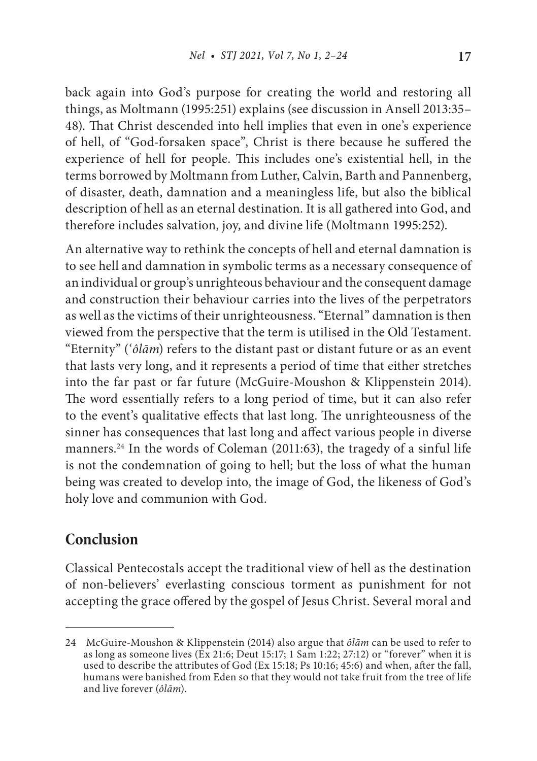back again into God's purpose for creating the world and restoring all things, as Moltmann (1995:251) explains (see discussion in Ansell 2013:35–48). That Christ descended into hell implies that even in one's experience of hell, of "God-forsaken space", Christ is there because he suffered the experience of hell for people. This includes one's existential hell, in the terms borrowed by Moltmann from Luther, Calvin, Barth and Pannenberg, of disaster, death, damnation and a meaningless life, but also the biblical description of hell as an eternal destination. It is all gathered into God, and therefore includes salvation, joy, and divine life (Moltmann 1995:252).

An alternative way to rethink the concepts of hell and eternal damnation is to see hell and damnation in symbolic terms as a necessary consequence of an individual or group's unrighteous behaviour and the consequent damage and construction their behaviour carries into the lives of the perpetrators as well as the victims of their unrighteousness. "Eternal" damnation is then viewed from the perspective that the term is utilised in the Old Testament. "Eternity" (*'ôlām*) refers to the distant past or distant future or as an event that lasts very long, and it represents a period of time that either stretches into the far past or far future (McGuire-Moushon & Klippenstein 2014). The word essentially refers to a long period of time, but it can also refer to the event's qualitative effects that last long. The unrighteousness of the sinner has consequences that last long and affect various people in diverse manners.[24] In the words of Coleman (2011:63), the tragedy of a sinful life is not the condemnation of going to hell; but the loss of what the human being was created to develop into, the image of God, the likeness of God's holy love and communion with God.

## Conclusion

Classical Pentecostals accept the traditional view of hell as the destination of non-believers' everlasting conscious torment as punishment for not accepting the grace offered by the gospel of Jesus Christ. Several moral and

---

24 McGuire-Moushon & Klippenstein (2014) also argue that *ôlām* can be used to refer to as long as someone lives (Ex 21:6; Deut 15:17; 1 Sam 1:22; 27:12) or "forever" when it is used to describe the attributes of God (Ex 15:18; Ps 10:16; 45:6) and when, after the fall, humans were banished from Eden so that they would not take fruit from the tree of life and live forever (*ôlām*).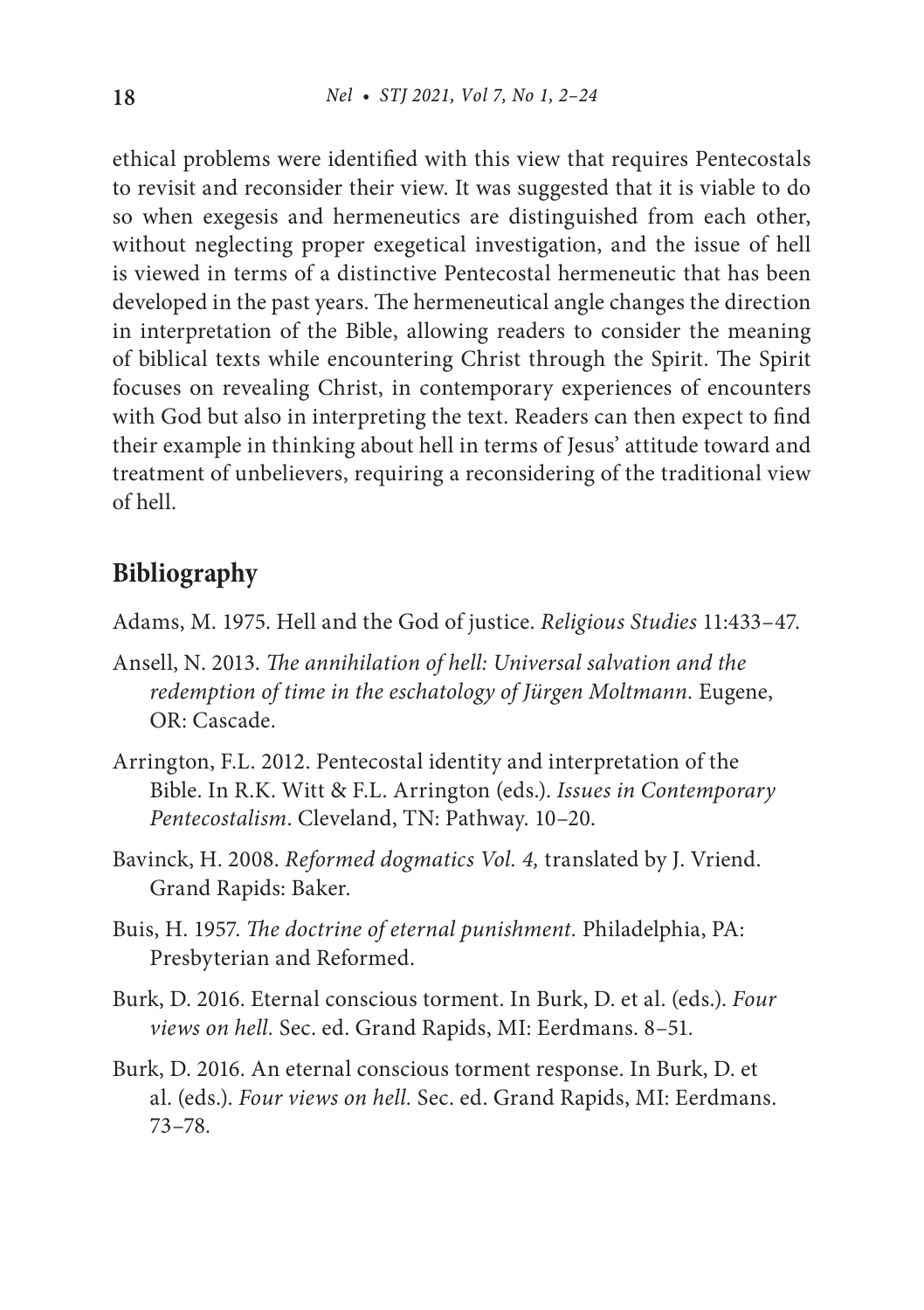ethical problems were identified with this view that requires Pentecostals to revisit and reconsider their view. It was suggested that it is viable to do so when exegesis and hermeneutics are distinguished from each other, without neglecting proper exegetical investigation, and the issue of hell is viewed in terms of a distinctive Pentecostal hermeneutic that has been developed in the past years. The hermeneutical angle changes the direction in interpretation of the Bible, allowing readers to consider the meaning of biblical texts while encountering Christ through the Spirit. The Spirit focuses on revealing Christ, in contemporary experiences of encounters with God but also in interpreting the text. Readers can then expect to find their example in thinking about hell in terms of Jesus' attitude toward and treatment of unbelievers, requiring a reconsidering of the traditional view of hell.

## Bibliography

Adams, M. 1975. Hell and the God of justice. *Religious Studies* 11:433–47.

Ansell, N. 2013. *The annihilation of hell: Universal salvation and the redemption of time in the eschatology of Jürgen Moltmann.* Eugene, OR: Cascade.

Arrington, F.L. 2012. Pentecostal identity and interpretation of the Bible. In R.K. Witt & F.L. Arrington (eds.). *Issues in Contemporary Pentecostalism*. Cleveland, TN: Pathway. 10–20.

Bavinck, H. 2008. *Reformed dogmatics Vol. 4,* translated by J. Vriend. Grand Rapids: Baker.

Buis, H. 1957. *The doctrine of eternal punishment.* Philadelphia, PA: Presbyterian and Reformed.

Burk, D. 2016. Eternal conscious torment. In Burk, D. et al. (eds.). *Four views on hell.* Sec. ed. Grand Rapids, MI: Eerdmans. 8–51.

Burk, D. 2016. An eternal conscious torment response. In Burk, D. et al. (eds.). *Four views on hell.* Sec. ed. Grand Rapids, MI: Eerdmans. 73–78.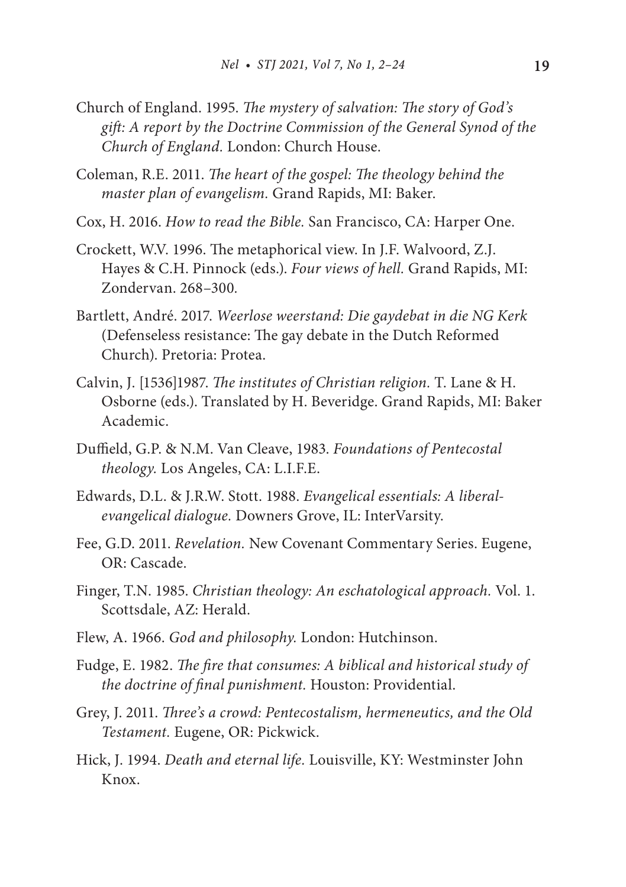Church of England. 1995. *The mystery of salvation: The story of God's gift: A report by the Doctrine Commission of the General Synod of the Church of England.* London: Church House.

Coleman, R.E. 2011. *The heart of the gospel: The theology behind the master plan of evangelism.* Grand Rapids, MI: Baker.

Cox, H. 2016. *How to read the Bible.* San Francisco, CA: Harper One.

Crockett, W.V. 1996. The metaphorical view. In J.F. Walvoord, Z.J. Hayes & C.H. Pinnock (eds.). *Four views of hell.* Grand Rapids, MI: Zondervan. 268–300.

Bartlett, André. 2017. *Weerlose weerstand: Die gaydebat in die NG Kerk* (Defenseless resistance: The gay debate in the Dutch Reformed Church). Pretoria: Protea.

Calvin, J. [1536]1987. *The institutes of Christian religion.* T. Lane & H. Osborne (eds.). Translated by H. Beveridge. Grand Rapids, MI: Baker Academic.

Duffield, G.P. & N.M. Van Cleave, 1983. *Foundations of Pentecostal theology.* Los Angeles, CA: L.I.F.E.

Edwards, D.L. & J.R.W. Stott. 1988. *Evangelical essentials: A liberal-evangelical dialogue.* Downers Grove, IL: InterVarsity.

Fee, G.D. 2011. *Revelation.* New Covenant Commentary Series. Eugene, OR: Cascade.

Finger, T.N. 1985. *Christian theology: An eschatological approach.* Vol. 1. Scottsdale, AZ: Herald.

Flew, A. 1966. *God and philosophy.* London: Hutchinson.

Fudge, E. 1982. *The fire that consumes: A biblical and historical study of the doctrine of final punishment.* Houston: Providential.

Grey, J. 2011. *Three's a crowd: Pentecostalism, hermeneutics, and the Old Testament.* Eugene, OR: Pickwick.

Hick, J. 1994. *Death and eternal life.* Louisville, KY: Westminster John Knox.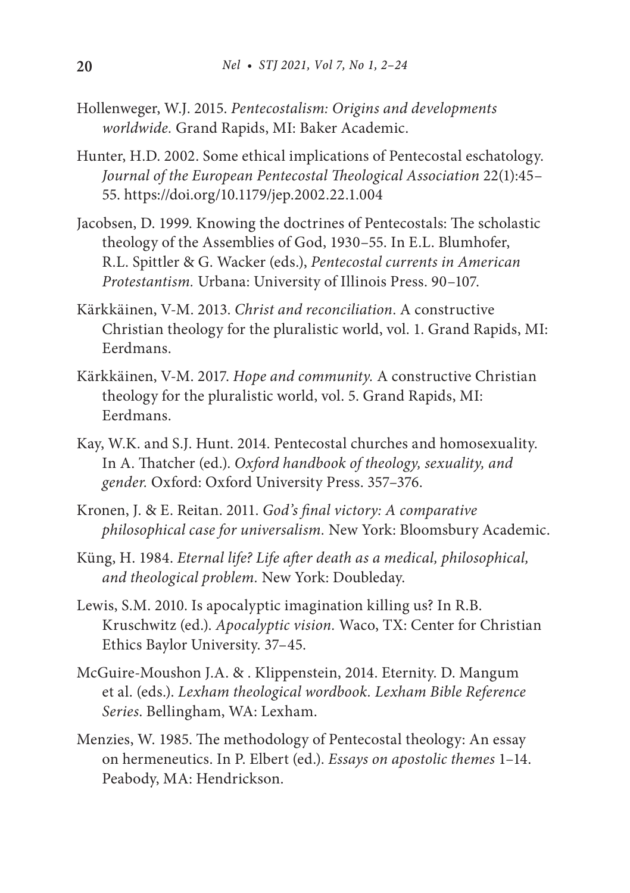Hollenweger, W.J. 2015. *Pentecostalism: Origins and developments worldwide.* Grand Rapids, MI: Baker Academic.

Hunter, H.D. 2002. Some ethical implications of Pentecostal eschatology. *Journal of the European Pentecostal Theological Association* 22(1):45–55. https://doi.org/10.1179/jep.2002.22.1.004

Jacobsen, D. 1999. Knowing the doctrines of Pentecostals: The scholastic theology of the Assemblies of God, 1930–55. In E.L. Blumhofer, R.L. Spittler & G. Wacker (eds.), *Pentecostal currents in American Protestantism.* Urbana: University of Illinois Press. 90–107.

Kärkkäinen, V-M. 2013. *Christ and reconciliation.* A constructive Christian theology for the pluralistic world, vol. 1. Grand Rapids, MI: Eerdmans.

Kärkkäinen, V-M. 2017. *Hope and community.* A constructive Christian theology for the pluralistic world, vol. 5. Grand Rapids, MI: Eerdmans.

Kay, W.K. and S.J. Hunt. 2014. Pentecostal churches and homosexuality. In A. Thatcher (ed.). *Oxford handbook of theology, sexuality, and gender.* Oxford: Oxford University Press. 357–376.

Kronen, J. & E. Reitan. 2011. *God's final victory: A comparative philosophical case for universalism.* New York: Bloomsbury Academic.

Küng, H. 1984. *Eternal life? Life after death as a medical, philosophical, and theological problem.* New York: Doubleday.

Lewis, S.M. 2010. Is apocalyptic imagination killing us? In R.B. Kruschwitz (ed.). *Apocalyptic vision.* Waco, TX: Center for Christian Ethics Baylor University. 37–45.

McGuire-Moushon J.A. & . Klippenstein, 2014. Eternity. D. Mangum et al. (eds.). *Lexham theological wordbook. Lexham Bible Reference Series.* Bellingham, WA: Lexham.

Menzies, W. 1985. The methodology of Pentecostal theology: An essay on hermeneutics. In P. Elbert (ed.). *Essays on apostolic themes* 1–14. Peabody, MA: Hendrickson.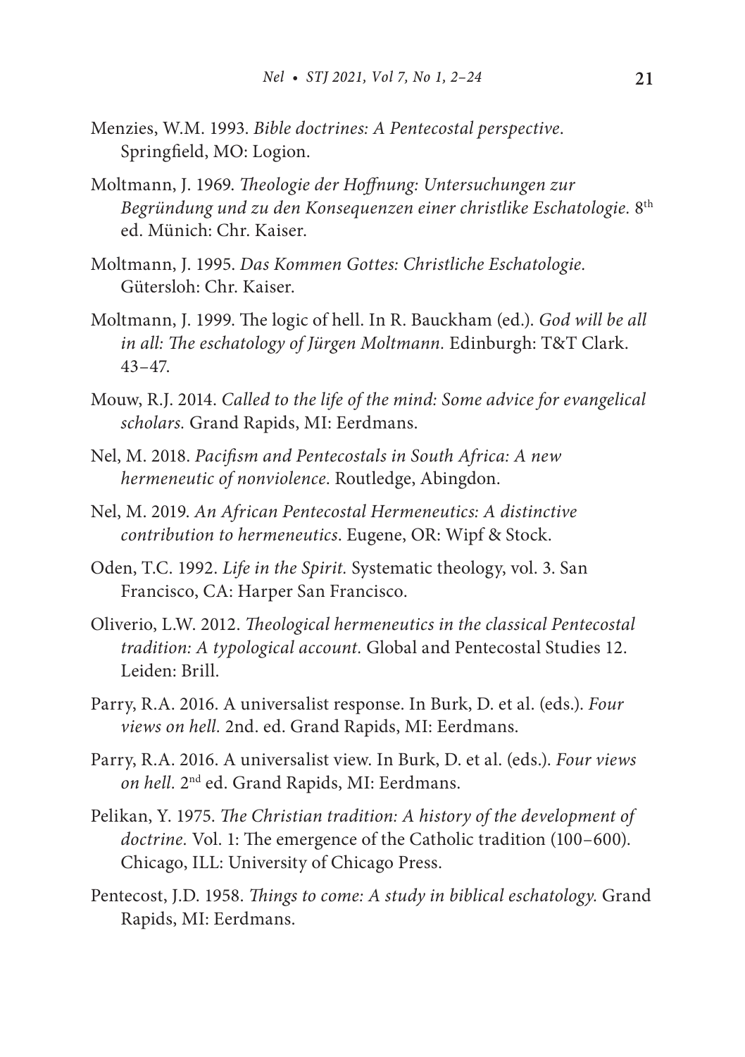Menzies, W.M. 1993. *Bible doctrines: A Pentecostal perspective*. Springfield, MO: Logion.

Moltmann, J. 1969. *Theologie der Hoffnung: Untersuchungen zur Begründung und zu den Konsequenzen einer christlike Eschatologie.* 8th ed. Münich: Chr. Kaiser.

Moltmann, J. 1995. *Das Kommen Gottes: Christliche Eschatologie*. Gütersloh: Chr. Kaiser.

Moltmann, J. 1999. The logic of hell. In R. Bauckham (ed.). *God will be all in all: The eschatology of Jürgen Moltmann.* Edinburgh: T&T Clark. 43–47.

Mouw, R.J. 2014. *Called to the life of the mind: Some advice for evangelical scholars.* Grand Rapids, MI: Eerdmans.

Nel, M. 2018. *Pacifism and Pentecostals in South Africa: A new hermeneutic of nonviolence*. Routledge, Abingdon.

Nel, M. 2019. *An African Pentecostal Hermeneutics: A distinctive contribution to hermeneutics*. Eugene, OR: Wipf & Stock.

Oden, T.C. 1992. *Life in the Spirit.* Systematic theology, vol. 3. San Francisco, CA: Harper San Francisco.

Oliverio, L.W. 2012. *Theological hermeneutics in the classical Pentecostal tradition: A typological account.* Global and Pentecostal Studies 12. Leiden: Brill.

Parry, R.A. 2016. A universalist response. In Burk, D. et al. (eds.). *Four views on hell.* 2nd. ed. Grand Rapids, MI: Eerdmans.

Parry, R.A. 2016. A universalist view. In Burk, D. et al. (eds.). *Four views on hell.* 2nd ed. Grand Rapids, MI: Eerdmans.

Pelikan, Y. 1975. *The Christian tradition: A history of the development of doctrine.* Vol. 1: The emergence of the Catholic tradition (100–600). Chicago, ILL: University of Chicago Press.

Pentecost, J.D. 1958. *Things to come: A study in biblical eschatology.* Grand Rapids, MI: Eerdmans.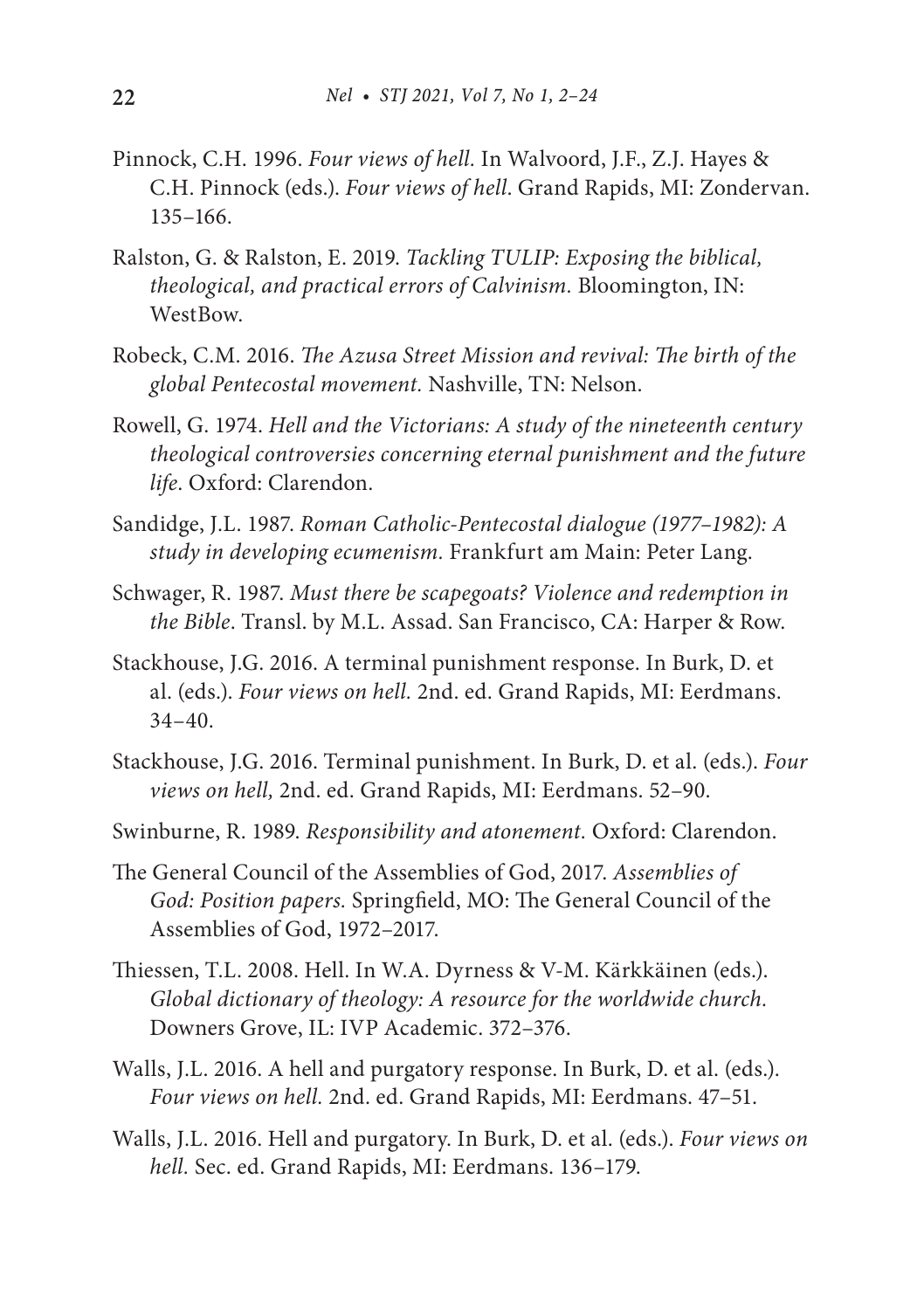Pinnock, C.H. 1996. *Four views of hell.* In Walvoord, J.F., Z.J. Hayes & C.H. Pinnock (eds.). *Four views of hell*. Grand Rapids, MI: Zondervan. 135–166.

Ralston, G. & Ralston, E. 2019. *Tackling TULIP: Exposing the biblical, theological, and practical errors of Calvinism.* Bloomington, IN: WestBow.

Robeck, C.M. 2016. *The Azusa Street Mission and revival: The birth of the global Pentecostal movement.* Nashville, TN: Nelson.

Rowell, G. 1974. *Hell and the Victorians: A study of the nineteenth century theological controversies concerning eternal punishment and the future life*. Oxford: Clarendon.

Sandidge, J.L. 1987. *Roman Catholic-Pentecostal dialogue (1977–1982): A study in developing ecumenism.* Frankfurt am Main: Peter Lang.

Schwager, R. 1987. *Must there be scapegoats? Violence and redemption in the Bible*. Transl. by M.L. Assad. San Francisco, CA: Harper & Row.

Stackhouse, J.G. 2016. A terminal punishment response. In Burk, D. et al. (eds.). *Four views on hell.* 2nd. ed. Grand Rapids, MI: Eerdmans. 34–40.

Stackhouse, J.G. 2016. Terminal punishment. In Burk, D. et al. (eds.). *Four views on hell,* 2nd. ed. Grand Rapids, MI: Eerdmans. 52–90.

Swinburne, R. 1989. *Responsibility and atonement.* Oxford: Clarendon.

The General Council of the Assemblies of God, 2017. *Assemblies of God: Position papers.* Springfield, MO: The General Council of the Assemblies of God, 1972–2017.

Thiessen, T.L. 2008. Hell. In W.A. Dyrness & V-M. Kärkkäinen (eds.). *Global dictionary of theology: A resource for the worldwide church.* Downers Grove, IL: IVP Academic. 372–376.

Walls, J.L. 2016. A hell and purgatory response. In Burk, D. et al. (eds.). *Four views on hell.* 2nd. ed. Grand Rapids, MI: Eerdmans. 47–51.

Walls, J.L. 2016. Hell and purgatory. In Burk, D. et al. (eds.). *Four views on hell.* Sec. ed. Grand Rapids, MI: Eerdmans. 136–179.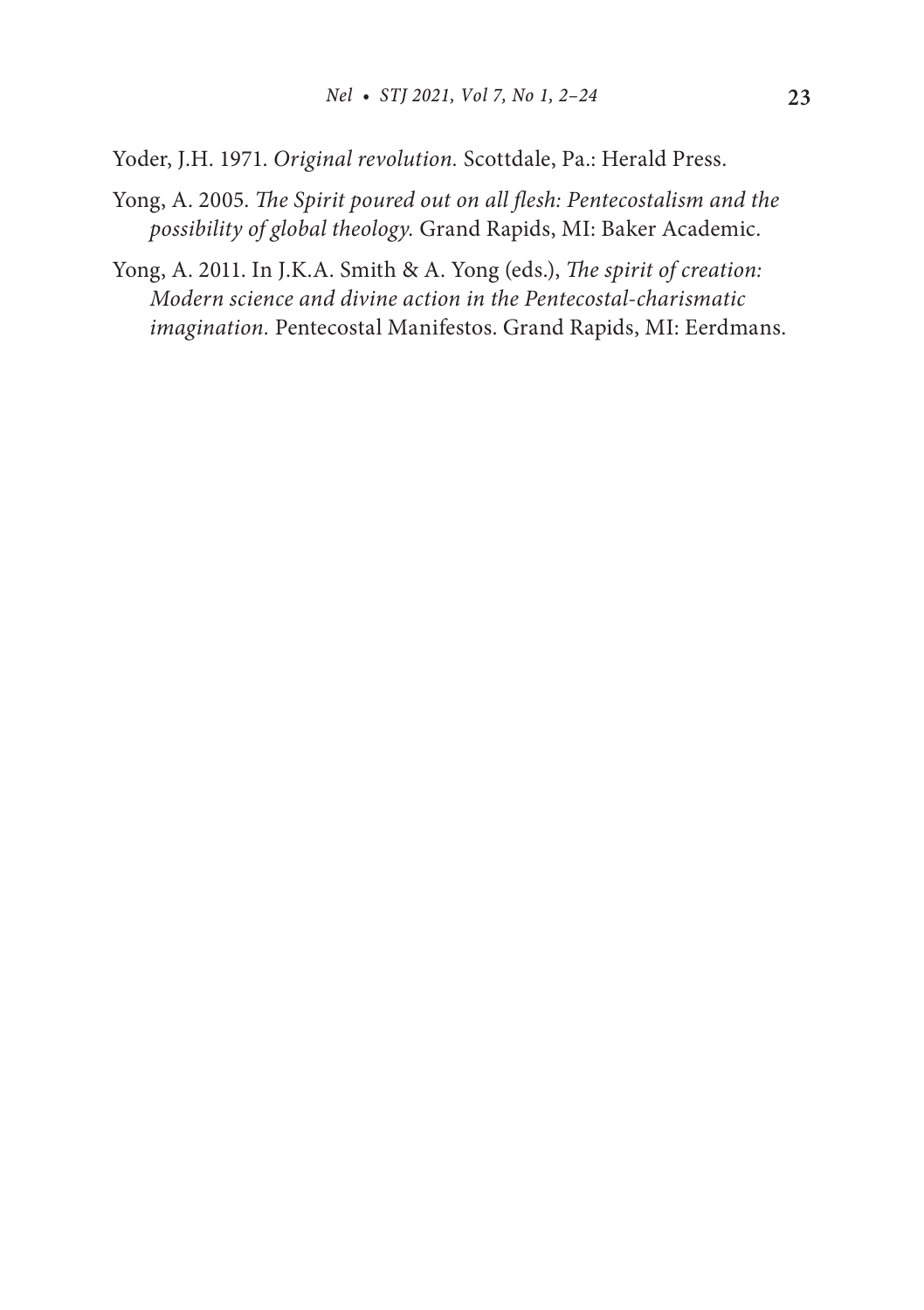Yoder, J.H. 1971. *Original revolution.* Scottdale, Pa.: Herald Press.

Yong, A. 2005. *The Spirit poured out on all flesh: Pentecostalism and the possibility of global theology.* Grand Rapids, MI: Baker Academic.

Yong, A. 2011. In J.K.A. Smith & A. Yong (eds.), *The spirit of creation: Modern science and divine action in the Pentecostal-charismatic imagination.* Pentecostal Manifestos. Grand Rapids, MI: Eerdmans.